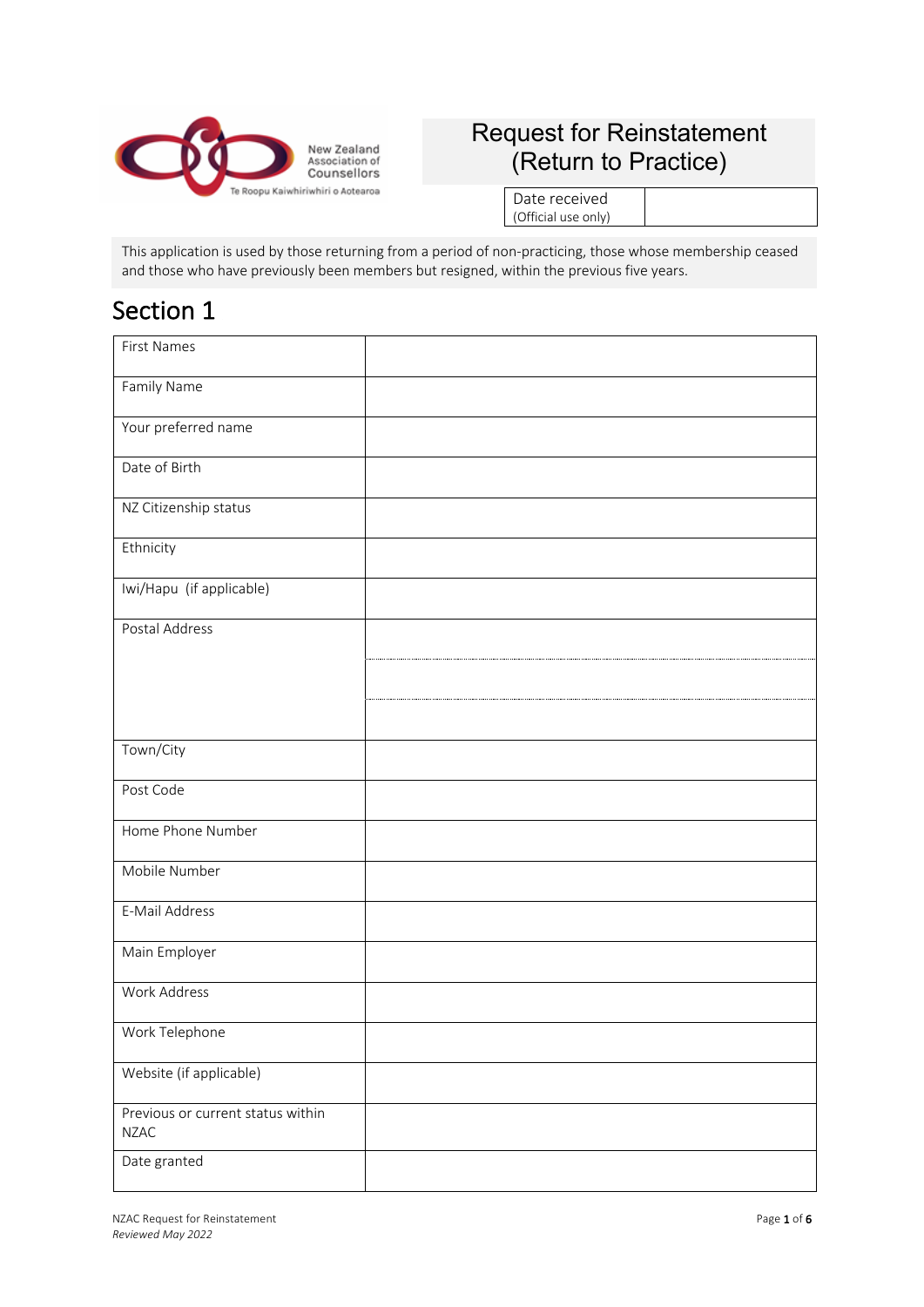New Zealand Association of Counsellors
Te Roopu Kaiwhiriwhiri o Aotearoa

# Request for Reinstatement (Return to Practice)

| Date received (Official use only) | |
|---|---|

This application is used by those returning from a period of non-practicing, those whose membership ceased and those who have previously been members but resigned, within the previous five years.

## Section 1

| | |
|---|---|
| First Names | |
| Family Name | |
| Your preferred name | |
| Date of Birth | |
| NZ Citizenship status | |
| Ethnicity | |
| Iwi/Hapu (if applicable) | |
| Postal Address | |
| | |
| | |
| Town/City | |
| Post Code | |
| Home Phone Number | |
| Mobile Number | |
| E-Mail Address | |
| Main Employer | |
| Work Address | |
| Work Telephone | |
| Website (if applicable) | |
| Previous or current status within NZAC | |
| Date granted | |

NZAC Request for Reinstatement
*Reviewed May 2022*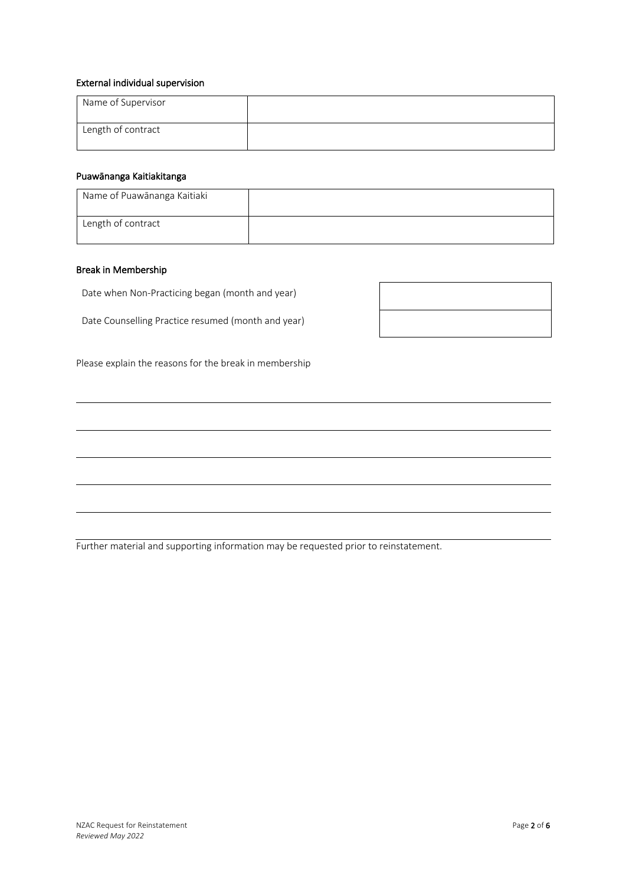### External individual supervision

| Name of Supervisor | |
|---|---|
| Length of contract | |

### Puawānanga Kaitiakitanga

| Name of Puawānanga Kaitiaki | |
|---|---|
| Length of contract | |

### Break in Membership

| Date when Non-Practicing began (month and year) | |
|---|---|
| Date Counselling Practice resumed (month and year) | |

Please explain the reasons for the break in membership

______________________________________________________________________________

______________________________________________________________________________

______________________________________________________________________________

______________________________________________________________________________

______________________________________________________________________________

______________________________________________________________________________

Further material and supporting information may be requested prior to reinstatement.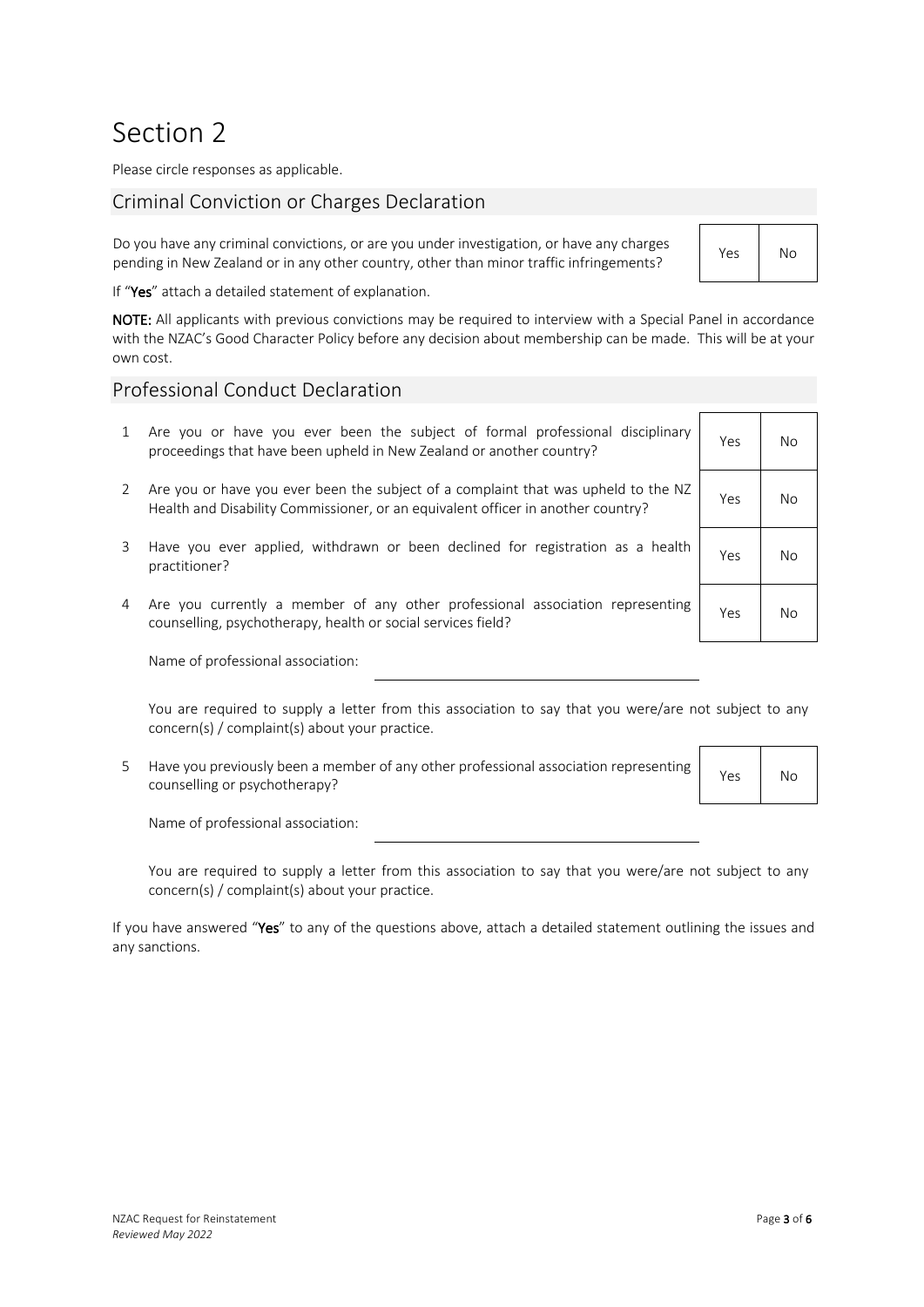# Section 2

Please circle responses as applicable.

## Criminal Conviction or Charges Declaration

| | | |
|---|---|---|
| Do you have any criminal convictions, or are you under investigation, or have any charges pending in New Zealand or in any other country, other than minor traffic infringements? | Yes | No |

If "**Yes**" attach a detailed statement of explanation.

**NOTE:** All applicants with previous convictions may be required to interview with a Special Panel in accordance with the NZAC's Good Character Policy before any decision about membership can be made. This will be at your own cost.

## Professional Conduct Declaration

| | | | |
|---|---|---|---|
| 1 | Are you or have you ever been the subject of formal professional disciplinary proceedings that have been upheld in New Zealand or another country? | Yes | No |
| 2 | Are you or have you ever been the subject of a complaint that was upheld to the NZ Health and Disability Commissioner, or an equivalent officer in another country? | Yes | No |
| 3 | Have you ever applied, withdrawn or been declined for registration as a health practitioner? | Yes | No |
| 4 | Are you currently a member of any other professional association representing counselling, psychotherapy, health or social services field? | Yes | No |

Name of professional association: ______________________________

You are required to supply a letter from this association to say that you were/are not subject to any concern(s) / complaint(s) about your practice.

| | | | |
|---|---|---|---|
| 5 | Have you previously been a member of any other professional association representing counselling or psychotherapy? | Yes | No |

Name of professional association: ______________________________

You are required to supply a letter from this association to say that you were/are not subject to any concern(s) / complaint(s) about your practice.

If you have answered "**Yes**" to any of the questions above, attach a detailed statement outlining the issues and any sanctions.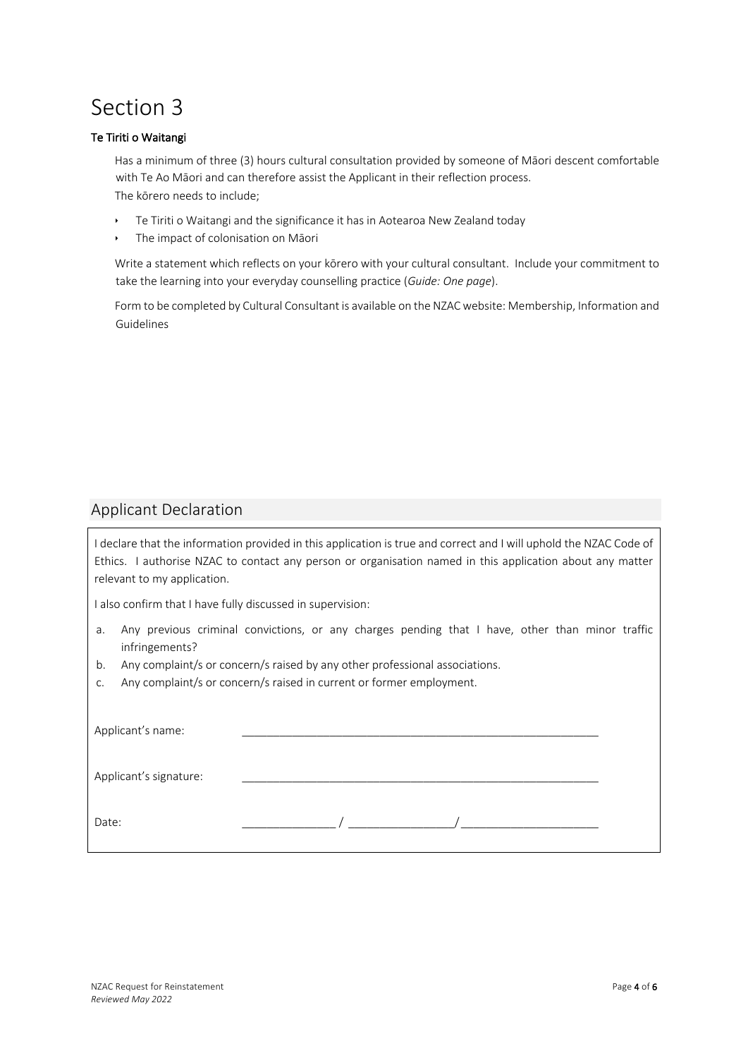# Section 3

**Te Tiriti o Waitangi**

Has a minimum of three (3) hours cultural consultation provided by someone of Māori descent comfortable with Te Ao Māori and can therefore assist the Applicant in their reflection process.
The kōrero needs to include;

- Te Tiriti o Waitangi and the significance it has in Aotearoa New Zealand today
- The impact of colonisation on Māori

Write a statement which reflects on your kōrero with your cultural consultant. Include your commitment to take the learning into your everyday counselling practice (*Guide: One page*).

Form to be completed by Cultural Consultant is available on the NZAC website: Membership, Information and Guidelines

## Applicant Declaration

I declare that the information provided in this application is true and correct and I will uphold the NZAC Code of Ethics. I authorise NZAC to contact any person or organisation named in this application about any matter relevant to my application.

I also confirm that I have fully discussed in supervision:

a. Any previous criminal convictions, or any charges pending that I have, other than minor traffic infringements?
b. Any complaint/s or concern/s raised by any other professional associations.
c. Any complaint/s or concern/s raised in current or former employment.

Applicant's name: ___________________________________________

Applicant's signature: ___________________________________________

Date: _______________ / _________________/ ______________________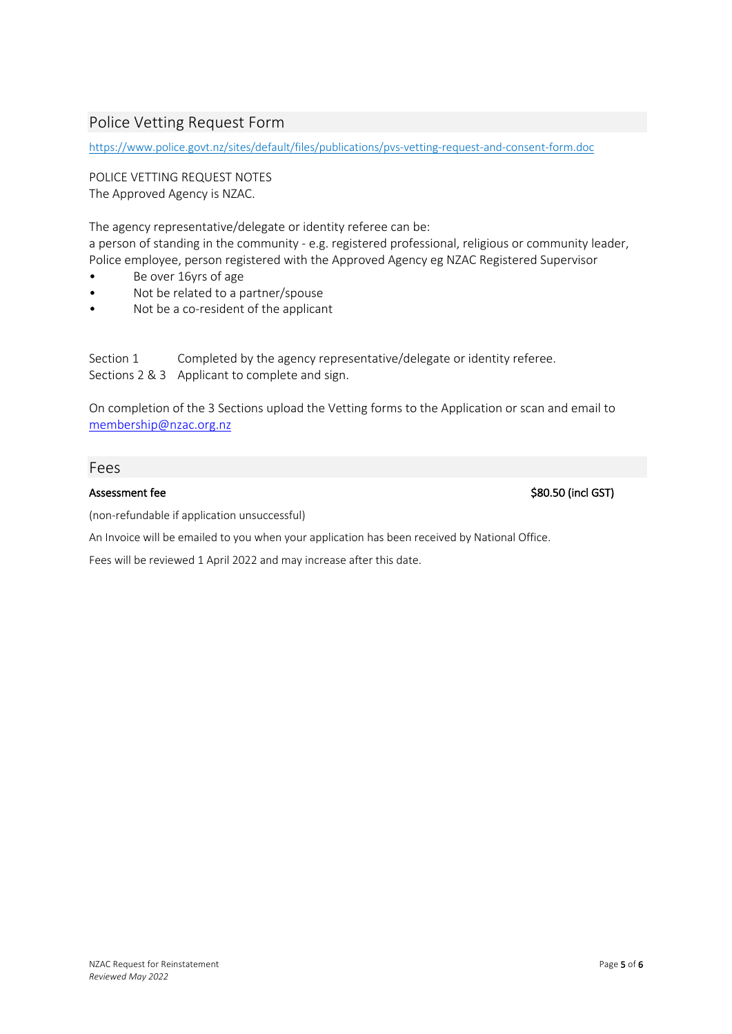## Police Vetting Request Form

https://www.police.govt.nz/sites/default/files/publications/pvs-vetting-request-and-consent-form.doc

POLICE VETTING REQUEST NOTES
The Approved Agency is NZAC.

The agency representative/delegate or identity referee can be:
a person of standing in the community - e.g. registered professional, religious or community leader, Police employee, person registered with the Approved Agency eg NZAC Registered Supervisor

- Be over 16yrs of age
- Not be related to a partner/spouse
- Not be a co-resident of the applicant

Section 1 Completed by the agency representative/delegate or identity referee.
Sections 2 & 3 Applicant to complete and sign.

On completion of the 3 Sections upload the Vetting forms to the Application or scan and email to membership@nzac.org.nz

## Fees

**Assessment fee** **$80.50 (incl GST)**

(non-refundable if application unsuccessful)

An Invoice will be emailed to you when your application has been received by National Office.

Fees will be reviewed 1 April 2022 and may increase after this date.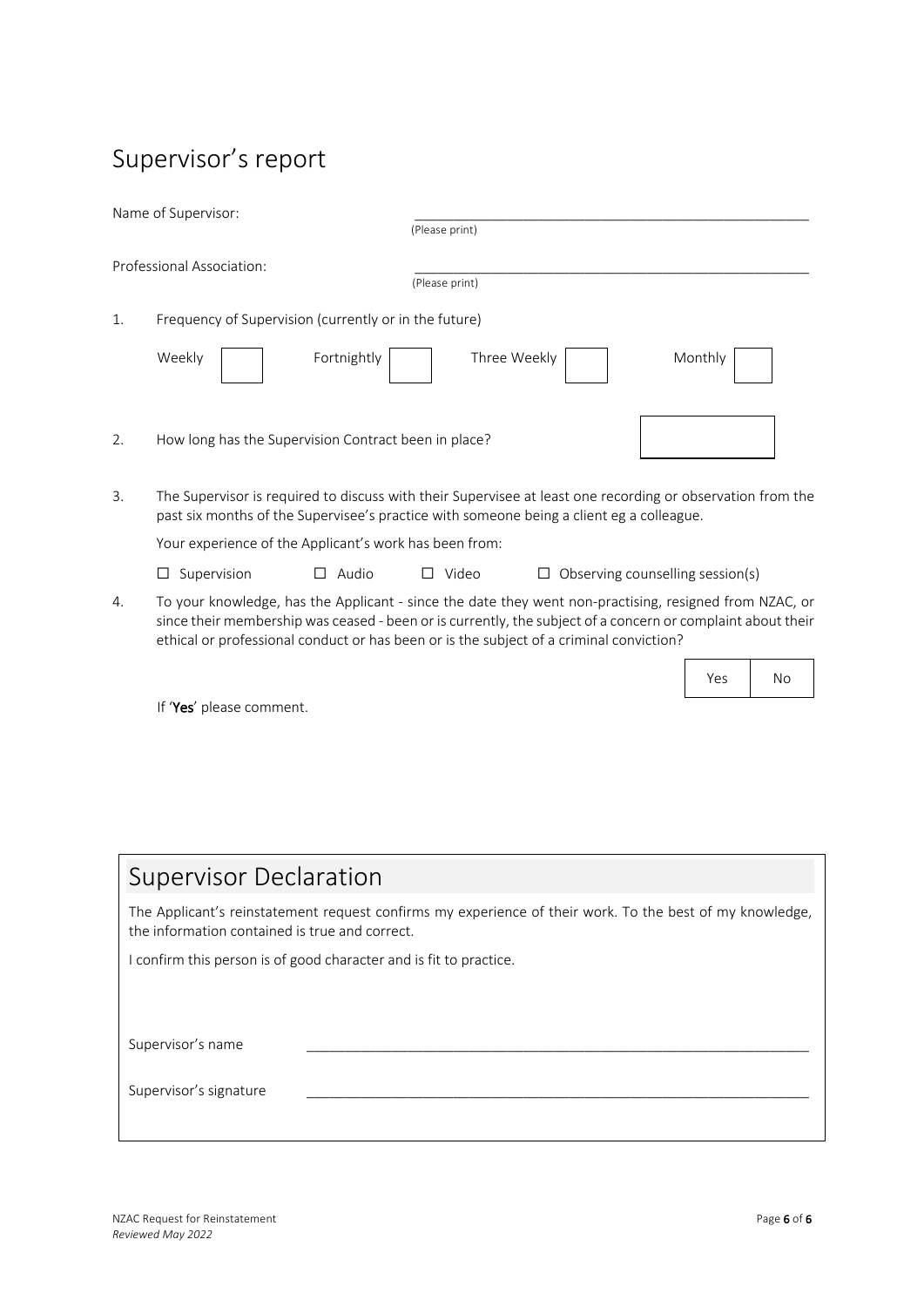# Supervisor's report

Name of Supervisor: \_\_\_\_\_\_\_\_\_\_\_\_\_\_\_\_\_\_\_\_\_\_\_\_\_\_\_\_\_\_\_\_\_\_\_\_\_\_\_\_\_\_\_\_\_\_
(Please print)

Professional Association: \_\_\_\_\_\_\_\_\_\_\_\_\_\_\_\_\_\_\_\_\_\_\_\_\_\_\_\_\_\_\_\_\_\_\_\_\_\_\_\_\_\_\_\_\_\_
(Please print)

1. Frequency of Supervision (currently or in the future)

   Weekly ☐ Fortnightly ☐ Three Weekly ☐ Monthly ☐

2. How long has the Supervision Contract been in place? ☐

3. The Supervisor is required to discuss with their Supervisee at least one recording or observation from the past six months of the Supervisee's practice with someone being a client eg a colleague.

   Your experience of the Applicant's work has been from:

   ☐ Supervision ☐ Audio ☐ Video ☐ Observing counselling session(s)

4. To your knowledge, has the Applicant - since the date they went non-practising, resigned from NZAC, or since their membership was ceased - been or is currently, the subject of a concern or complaint about their ethical or professional conduct or has been or is the subject of a criminal conviction?

   | Yes | No |
   |---|---|

   If '**Yes**' please comment.

## Supervisor Declaration

The Applicant's reinstatement request confirms my experience of their work. To the best of my knowledge, the information contained is true and correct.

I confirm this person is of good character and is fit to practice.

Supervisor's name \_\_\_\_\_\_\_\_\_\_\_\_\_\_\_\_\_\_\_\_\_\_\_\_\_\_\_\_\_\_\_\_\_\_\_\_\_\_\_\_\_\_\_\_\_\_

Supervisor's signature \_\_\_\_\_\_\_\_\_\_\_\_\_\_\_\_\_\_\_\_\_\_\_\_\_\_\_\_\_\_\_\_\_\_\_\_\_\_\_\_\_\_\_\_\_\_